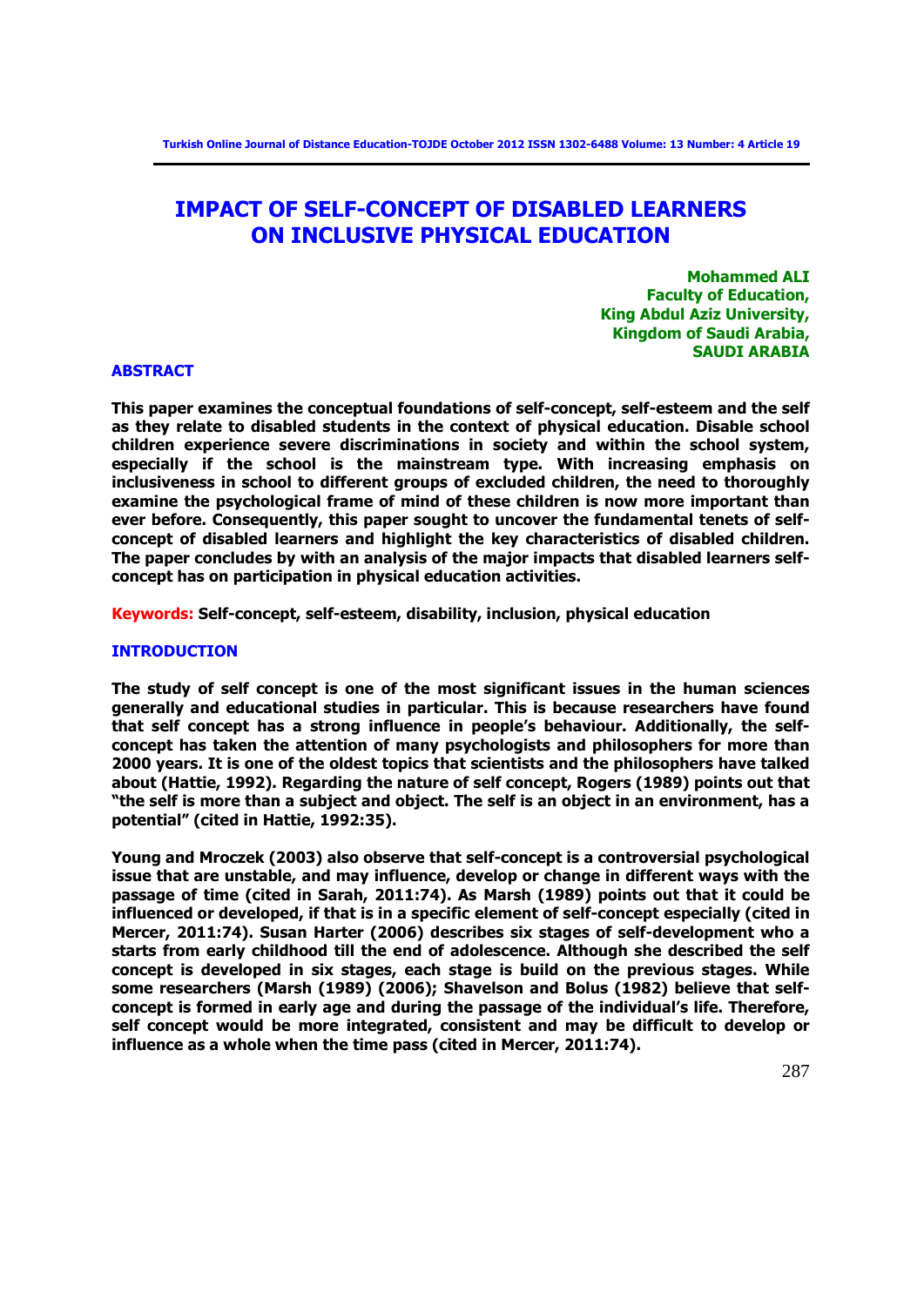# IMPACT OF SELF-CONCEPT OF DISABLED LEARNERS ON INCLUSIVE PHYSICAL EDUCATION

**Mohammed ALI**
**Faculty of Education,**
**King Abdul Aziz University,**
**Kingdom of Saudi Arabia,**
**SAUDI ARABIA**

## ABSTRACT

**This paper examines the conceptual foundations of self-concept, self-esteem and the self as they relate to disabled students in the context of physical education. Disable school children experience severe discriminations in society and within the school system, especially if the school is the mainstream type. With increasing emphasis on inclusiveness in school to different groups of excluded children, the need to thoroughly examine the psychological frame of mind of these children is now more important than ever before. Consequently, this paper sought to uncover the fundamental tenets of self-concept of disabled learners and highlight the key characteristics of disabled children. The paper concludes by with an analysis of the major impacts that disabled learners self-concept has on participation in physical education activities.**

**Keywords:** **Self-concept, self-esteem, disability, inclusion, physical education**

## INTRODUCTION

**The study of self concept is one of the most significant issues in the human sciences generally and educational studies in particular. This is because researchers have found that self concept has a strong influence in people's behaviour. Additionally, the self-concept has taken the attention of many psychologists and philosophers for more than 2000 years. It is one of the oldest topics that scientists and the philosophers have talked about (Hattie, 1992). Regarding the nature of self concept, Rogers (1989) points out that "the self is more than a subject and object. The self is an object in an environment, has a potential" (cited in Hattie, 1992:35).**

**Young and Mroczek (2003) also observe that self-concept is a controversial psychological issue that are unstable, and may influence, develop or change in different ways with the passage of time (cited in Sarah, 2011:74). As Marsh (1989) points out that it could be influenced or developed, if that is in a specific element of self-concept especially (cited in Mercer, 2011:74). Susan Harter (2006) describes six stages of self-development who a starts from early childhood till the end of adolescence. Although she described the self concept is developed in six stages, each stage is build on the previous stages. While some researchers (Marsh (1989) (2006); Shavelson and Bolus (1982) believe that self-concept is formed in early age and during the passage of the individual's life. Therefore, self concept would be more integrated, consistent and may be difficult to develop or influence as a whole when the time pass (cited in Mercer, 2011:74).**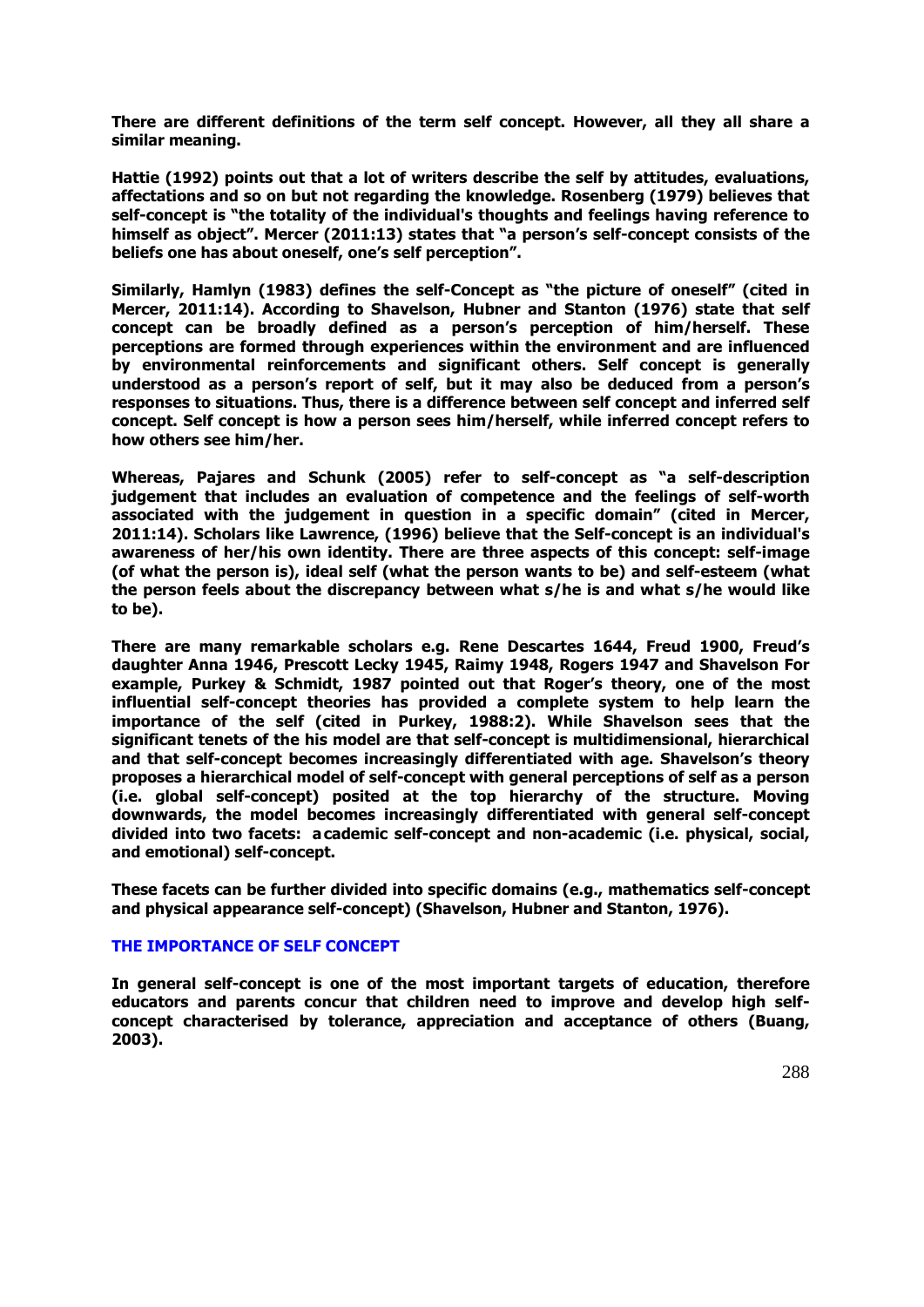**There are different definitions of the term self concept. However, all they all share a similar meaning.**

**Hattie (1992) points out that a lot of writers describe the self by attitudes, evaluations, affectations and so on but not regarding the knowledge. Rosenberg (1979) believes that self-concept is "the totality of the individual's thoughts and feelings having reference to himself as object". Mercer (2011:13) states that "a person's self-concept consists of the beliefs one has about oneself, one's self perception".**

**Similarly, Hamlyn (1983) defines the self-Concept as "the picture of oneself" (cited in Mercer, 2011:14). According to Shavelson, Hubner and Stanton (1976) state that self concept can be broadly defined as a person's perception of him/herself. These perceptions are formed through experiences within the environment and are influenced by environmental reinforcements and significant others. Self concept is generally understood as a person's report of self, but it may also be deduced from a person's responses to situations. Thus, there is a difference between self concept and inferred self concept. Self concept is how a person sees him/herself, while inferred concept refers to how others see him/her.**

**Whereas, Pajares and Schunk (2005) refer to self-concept as "a self-description judgement that includes an evaluation of competence and the feelings of self-worth associated with the judgement in question in a specific domain" (cited in Mercer, 2011:14). Scholars like Lawrence, (1996) believe that the Self-concept is an individual's awareness of her/his own identity. There are three aspects of this concept: self-image (of what the person is), ideal self (what the person wants to be) and self-esteem (what the person feels about the discrepancy between what s/he is and what s/he would like to be).**

**There are many remarkable scholars e.g. Rene Descartes 1644, Freud 1900, Freud's daughter Anna 1946, Prescott Lecky 1945, Raimy 1948, Rogers 1947 and Shavelson For example, Purkey & Schmidt, 1987 pointed out that Roger's theory, one of the most influential self-concept theories has provided a complete system to help learn the importance of the self (cited in Purkey, 1988:2). While Shavelson sees that the significant tenets of the his model are that self-concept is multidimensional, hierarchical and that self-concept becomes increasingly differentiated with age. Shavelson's theory proposes a hierarchical model of self-concept with general perceptions of self as a person (i.e. global self-concept) posited at the top hierarchy of the structure. Moving downwards, the model becomes increasingly differentiated with general self-concept divided into two facets: academic self-concept and non-academic (i.e. physical, social, and emotional) self-concept.**

**These facets can be further divided into specific domains (e.g., mathematics self-concept and physical appearance self-concept) (Shavelson, Hubner and Stanton, 1976).**

## THE IMPORTANCE OF SELF CONCEPT

**In general self-concept is one of the most important targets of education, therefore educators and parents concur that children need to improve and develop high self-concept characterised by tolerance, appreciation and acceptance of others (Buang, 2003).**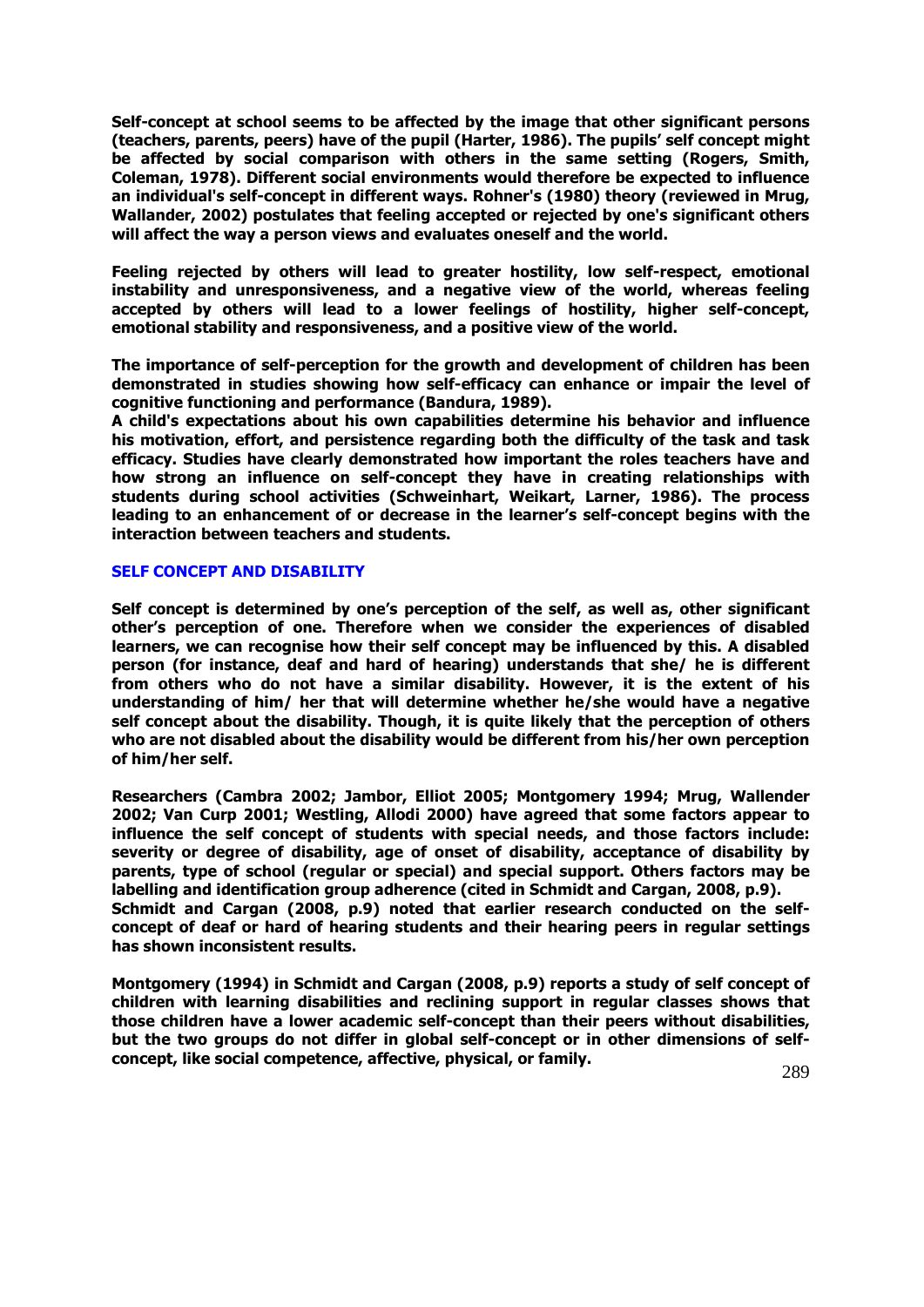Self-concept at school seems to be affected by the image that other significant persons (teachers, parents, peers) have of the pupil (Harter, 1986). The pupils' self concept might be affected by social comparison with others in the same setting (Rogers, Smith, Coleman, 1978). Different social environments would therefore be expected to influence an individual's self-concept in different ways. Rohner's (1980) theory (reviewed in Mrug, Wallander, 2002) postulates that feeling accepted or rejected by one's significant others will affect the way a person views and evaluates oneself and the world.

Feeling rejected by others will lead to greater hostility, low self-respect, emotional instability and unresponsiveness, and a negative view of the world, whereas feeling accepted by others will lead to a lower feelings of hostility, higher self-concept, emotional stability and responsiveness, and a positive view of the world.

The importance of self-perception for the growth and development of children has been demonstrated in studies showing how self-efficacy can enhance or impair the level of cognitive functioning and performance (Bandura, 1989).

A child's expectations about his own capabilities determine his behavior and influence his motivation, effort, and persistence regarding both the difficulty of the task and task efficacy. Studies have clearly demonstrated how important the roles teachers have and how strong an influence on self-concept they have in creating relationships with students during school activities (Schweinhart, Weikart, Larner, 1986). The process leading to an enhancement of or decrease in the learner's self-concept begins with the interaction between teachers and students.

## SELF CONCEPT AND DISABILITY

Self concept is determined by one's perception of the self, as well as, other significant other's perception of one. Therefore when we consider the experiences of disabled learners, we can recognise how their self concept may be influenced by this. A disabled person (for instance, deaf and hard of hearing) understands that she/ he is different from others who do not have a similar disability. However, it is the extent of his understanding of him/ her that will determine whether he/she would have a negative self concept about the disability. Though, it is quite likely that the perception of others who are not disabled about the disability would be different from his/her own perception of him/her self.

Researchers (Cambra 2002; Jambor, Elliot 2005; Montgomery 1994; Mrug, Wallender 2002; Van Curp 2001; Westling, Allodi 2000) have agreed that some factors appear to influence the self concept of students with special needs, and those factors include: severity or degree of disability, age of onset of disability, acceptance of disability by parents, type of school (regular or special) and special support. Others factors may be labelling and identification group adherence (cited in Schmidt and Cargan, 2008, p.9).

Schmidt and Cargan (2008, p.9) noted that earlier research conducted on the self-concept of deaf or hard of hearing students and their hearing peers in regular settings has shown inconsistent results.

Montgomery (1994) in Schmidt and Cargan (2008, p.9) reports a study of self concept of children with learning disabilities and reclining support in regular classes shows that those children have a lower academic self-concept than their peers without disabilities, but the two groups do not differ in global self-concept or in other dimensions of self-concept, like social competence, affective, physical, or family.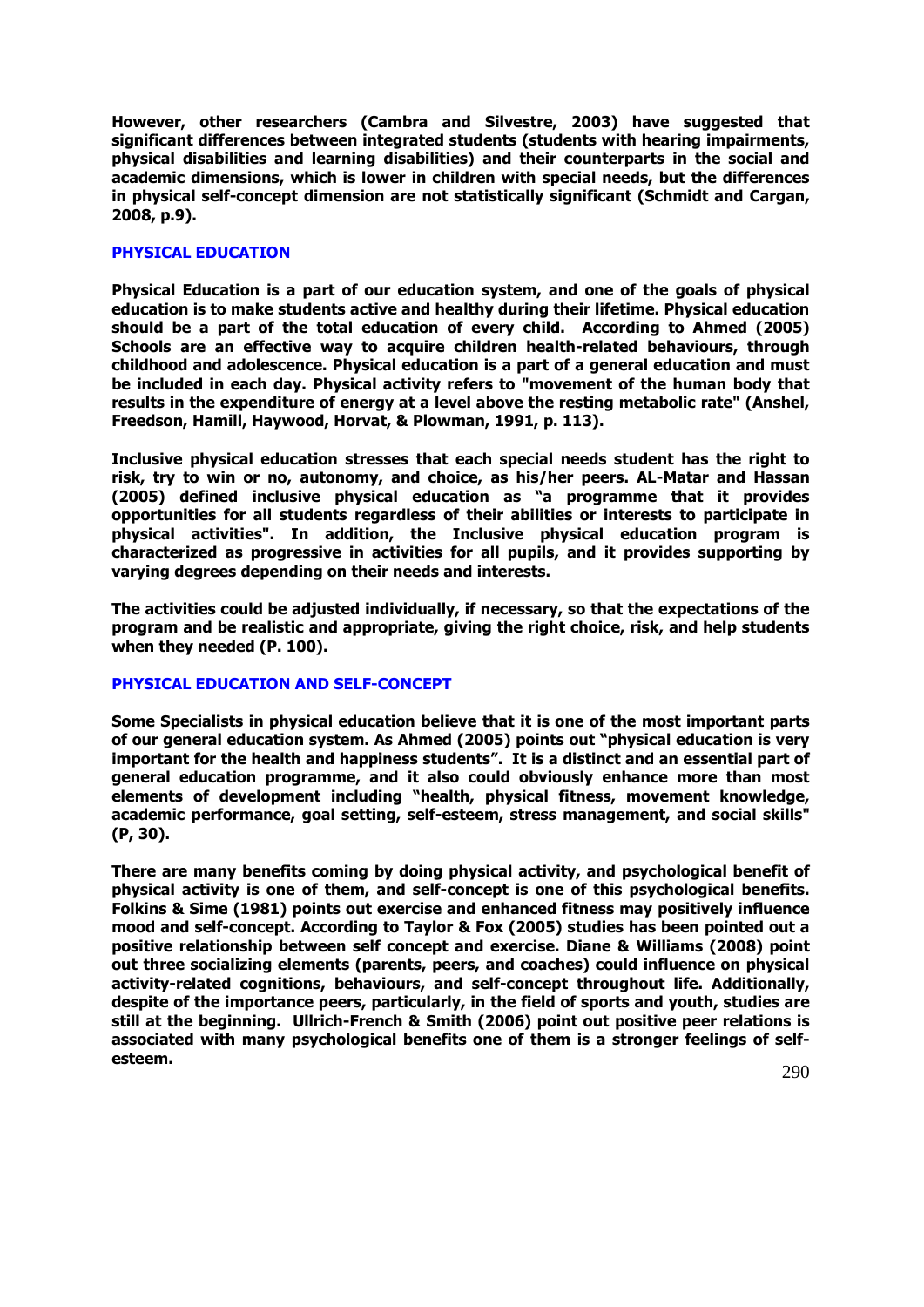**However, other researchers (Cambra and Silvestre, 2003) have suggested that significant differences between integrated students (students with hearing impairments, physical disabilities and learning disabilities) and their counterparts in the social and academic dimensions, which is lower in children with special needs, but the differences in physical self-concept dimension are not statistically significant (Schmidt and Cargan, 2008, p.9).**

## PHYSICAL EDUCATION

**Physical Education is a part of our education system, and one of the goals of physical education is to make students active and healthy during their lifetime. Physical education should be a part of the total education of every child. According to Ahmed (2005) Schools are an effective way to acquire children health-related behaviours, through childhood and adolescence. Physical education is a part of a general education and must be included in each day. Physical activity refers to "movement of the human body that results in the expenditure of energy at a level above the resting metabolic rate" (Anshel, Freedson, Hamill, Haywood, Horvat, & Plowman, 1991, p. 113).**

**Inclusive physical education stresses that each special needs student has the right to risk, try to win or no, autonomy, and choice, as his/her peers. AL-Matar and Hassan (2005) defined inclusive physical education as "a programme that it provides opportunities for all students regardless of their abilities or interests to participate in physical activities". In addition, the Inclusive physical education program is characterized as progressive in activities for all pupils, and it provides supporting by varying degrees depending on their needs and interests.**

**The activities could be adjusted individually, if necessary, so that the expectations of the program and be realistic and appropriate, giving the right choice, risk, and help students when they needed (P. 100).**

## PHYSICAL EDUCATION AND SELF-CONCEPT

**Some Specialists in physical education believe that it is one of the most important parts of our general education system. As Ahmed (2005) points out "physical education is very important for the health and happiness students". It is a distinct and an essential part of general education programme, and it also could obviously enhance more than most elements of development including "health, physical fitness, movement knowledge, academic performance, goal setting, self-esteem, stress management, and social skills" (P, 30).**

**There are many benefits coming by doing physical activity, and psychological benefit of physical activity is one of them, and self-concept is one of this psychological benefits. Folkins & Sime (1981) points out exercise and enhanced fitness may positively influence mood and self-concept. According to Taylor & Fox (2005) studies has been pointed out a positive relationship between self concept and exercise. Diane & Williams (2008) point out three socializing elements (parents, peers, and coaches) could influence on physical activity-related cognitions, behaviours, and self-concept throughout life. Additionally, despite of the importance peers, particularly, in the field of sports and youth, studies are still at the beginning. Ullrich-French & Smith (2006) point out positive peer relations is associated with many psychological benefits one of them is a stronger feelings of self-esteem.**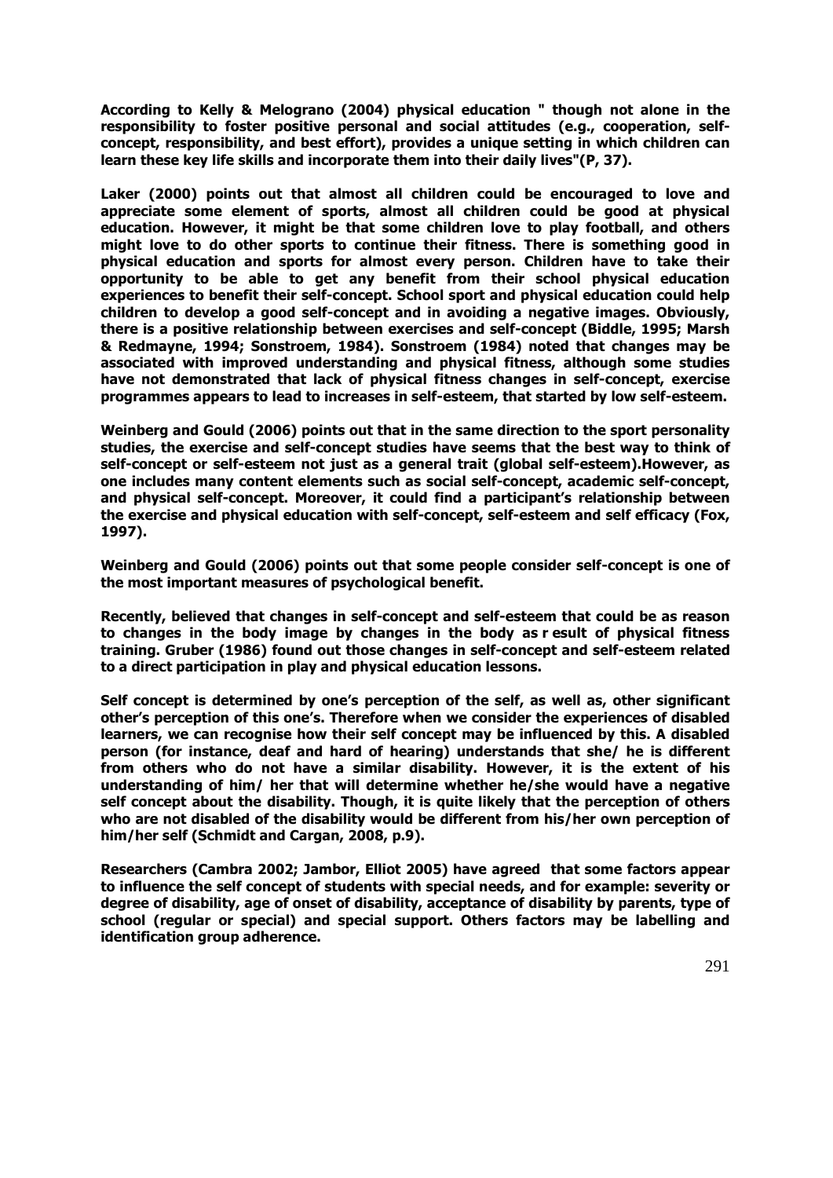According to Kelly & Melograno (2004) physical education " though not alone in the responsibility to foster positive personal and social attitudes (e.g., cooperation, self-concept, responsibility, and best effort), provides a unique setting in which children can learn these key life skills and incorporate them into their daily lives"(P, 37).

Laker (2000) points out that almost all children could be encouraged to love and appreciate some element of sports, almost all children could be good at physical education. However, it might be that some children love to play football, and others might love to do other sports to continue their fitness. There is something good in physical education and sports for almost every person. Children have to take their opportunity to be able to get any benefit from their school physical education experiences to benefit their self-concept. School sport and physical education could help children to develop a good self-concept and in avoiding a negative images. Obviously, there is a positive relationship between exercises and self-concept (Biddle, 1995; Marsh & Redmayne, 1994; Sonstroem, 1984). Sonstroem (1984) noted that changes may be associated with improved understanding and physical fitness, although some studies have not demonstrated that lack of physical fitness changes in self-concept, exercise programmes appears to lead to increases in self-esteem, that started by low self-esteem.

Weinberg and Gould (2006) points out that in the same direction to the sport personality studies, the exercise and self-concept studies have seems that the best way to think of self-concept or self-esteem not just as a general trait (global self-esteem).However, as one includes many content elements such as social self-concept, academic self-concept, and physical self-concept. Moreover, it could find a participant's relationship between the exercise and physical education with self-concept, self-esteem and self efficacy (Fox, 1997).

Weinberg and Gould (2006) points out that some people consider self-concept is one of the most important measures of psychological benefit.

Recently, believed that changes in self-concept and self-esteem that could be as reason to changes in the body image by changes in the body as r esult of physical fitness training. Gruber (1986) found out those changes in self-concept and self-esteem related to a direct participation in play and physical education lessons.

Self concept is determined by one's perception of the self, as well as, other significant other's perception of this one's. Therefore when we consider the experiences of disabled learners, we can recognise how their self concept may be influenced by this. A disabled person (for instance, deaf and hard of hearing) understands that she/ he is different from others who do not have a similar disability. However, it is the extent of his understanding of him/ her that will determine whether he/she would have a negative self concept about the disability. Though, it is quite likely that the perception of others who are not disabled of the disability would be different from his/her own perception of him/her self (Schmidt and Cargan, 2008, p.9).

Researchers (Cambra 2002; Jambor, Elliot 2005) have agreed that some factors appear to influence the self concept of students with special needs, and for example: severity or degree of disability, age of onset of disability, acceptance of disability by parents, type of school (regular or special) and special support. Others factors may be labelling and identification group adherence.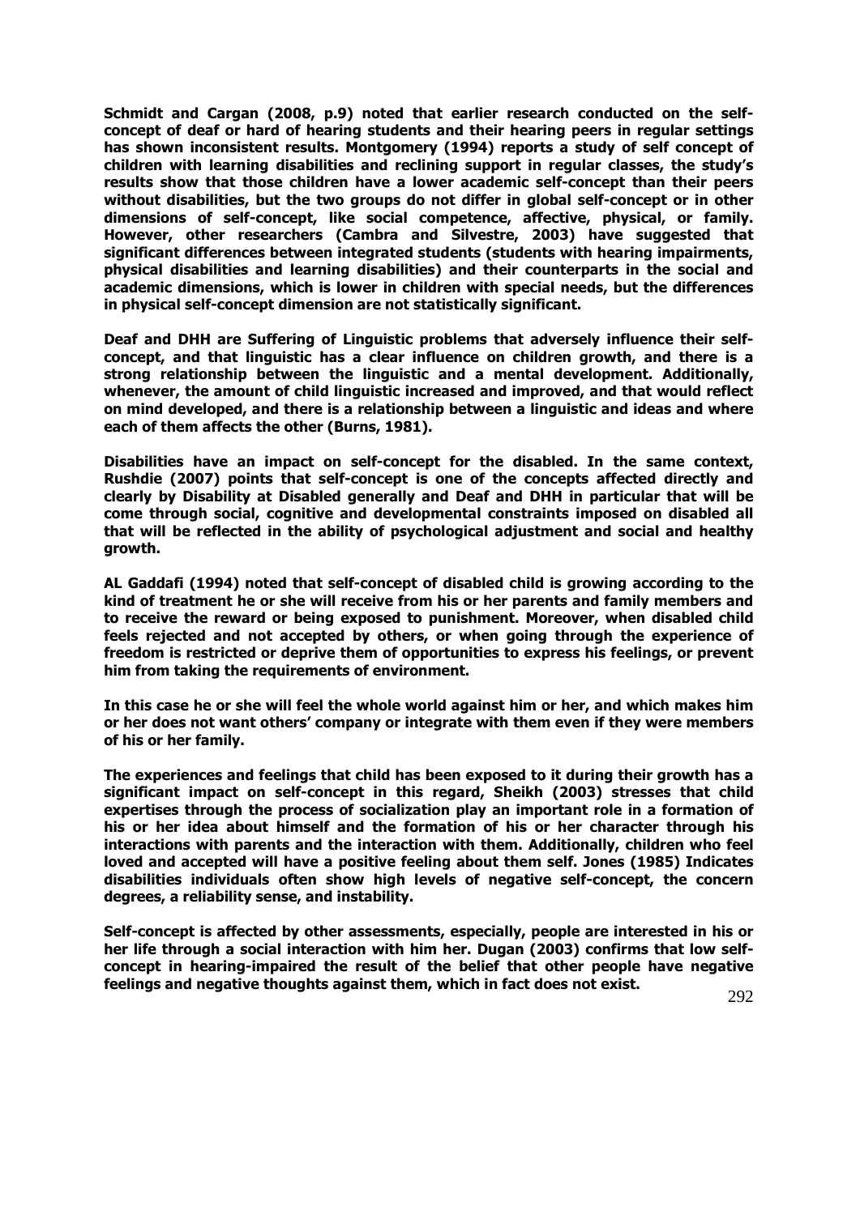**Schmidt and Cargan (2008, p.9) noted that earlier research conducted on the self-concept of deaf or hard of hearing students and their hearing peers in regular settings has shown inconsistent results. Montgomery (1994) reports a study of self concept of children with learning disabilities and reclining support in regular classes, the study's results show that those children have a lower academic self-concept than their peers without disabilities, but the two groups do not differ in global self-concept or in other dimensions of self-concept, like social competence, affective, physical, or family. However, other researchers (Cambra and Silvestre, 2003) have suggested that significant differences between integrated students (students with hearing impairments, physical disabilities and learning disabilities) and their counterparts in the social and academic dimensions, which is lower in children with special needs, but the differences in physical self-concept dimension are not statistically significant.**

**Deaf and DHH are Suffering of Linguistic problems that adversely influence their self-concept, and that linguistic has a clear influence on children growth, and there is a strong relationship between the linguistic and a mental development. Additionally, whenever, the amount of child linguistic increased and improved, and that would reflect on mind developed, and there is a relationship between a linguistic and ideas and where each of them affects the other (Burns, 1981).**

**Disabilities have an impact on self-concept for the disabled. In the same context, Rushdie (2007) points that self-concept is one of the concepts affected directly and clearly by Disability at Disabled generally and Deaf and DHH in particular that will be come through social, cognitive and developmental constraints imposed on disabled all that will be reflected in the ability of psychological adjustment and social and healthy growth.**

**AL Gaddafi (1994) noted that self-concept of disabled child is growing according to the kind of treatment he or she will receive from his or her parents and family members and to receive the reward or being exposed to punishment. Moreover, when disabled child feels rejected and not accepted by others, or when going through the experience of freedom is restricted or deprive them of opportunities to express his feelings, or prevent him from taking the requirements of environment.**

**In this case he or she will feel the whole world against him or her, and which makes him or her does not want others' company or integrate with them even if they were members of his or her family.**

**The experiences and feelings that child has been exposed to it during their growth has a significant impact on self-concept in this regard, Sheikh (2003) stresses that child expertises through the process of socialization play an important role in a formation of his or her idea about himself and the formation of his or her character through his interactions with parents and the interaction with them. Additionally, children who feel loved and accepted will have a positive feeling about them self. Jones (1985) Indicates disabilities individuals often show high levels of negative self-concept, the concern degrees, a reliability sense, and instability.**

**Self-concept is affected by other assessments, especially, people are interested in his or her life through a social interaction with him her. Dugan (2003) confirms that low self-concept in hearing-impaired the result of the belief that other people have negative feelings and negative thoughts against them, which in fact does not exist.**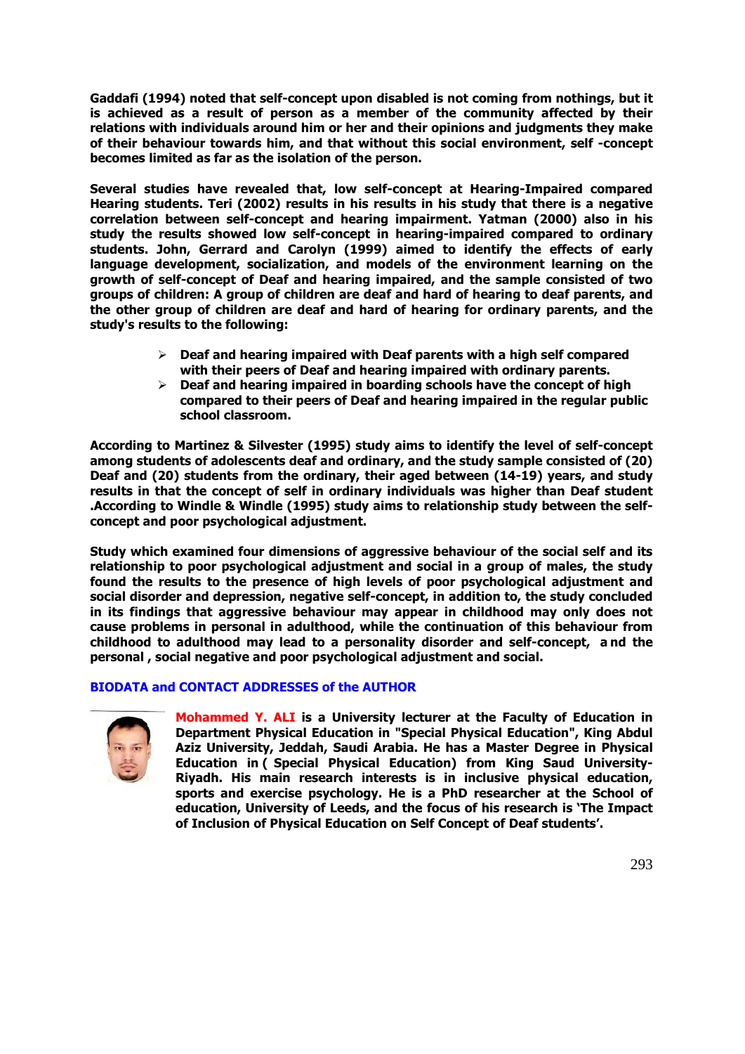**Gaddafi (1994) noted that self-concept upon disabled is not coming from nothings, but it is achieved as a result of person as a member of the community affected by their relations with individuals around him or her and their opinions and judgments they make of their behaviour towards him, and that without this social environment, self -concept becomes limited as far as the isolation of the person.**

**Several studies have revealed that, low self-concept at Hearing-Impaired compared Hearing students. Teri (2002) results in his results in his study that there is a negative correlation between self-concept and hearing impairment. Yatman (2000) also in his study the results showed low self-concept in hearing-impaired compared to ordinary students. John, Gerrard and Carolyn (1999) aimed to identify the effects of early language development, socialization, and models of the environment learning on the growth of self-concept of Deaf and hearing impaired, and the sample consisted of two groups of children: A group of children are deaf and hard of hearing to deaf parents, and the other group of children are deaf and hard of hearing for ordinary parents, and the study's results to the following:**

- **Deaf and hearing impaired with Deaf parents with a high self compared with their peers of Deaf and hearing impaired with ordinary parents.**
- **Deaf and hearing impaired in boarding schools have the concept of high compared to their peers of Deaf and hearing impaired in the regular public school classroom.**

**According to Martinez & Silvester (1995) study aims to identify the level of self-concept among students of adolescents deaf and ordinary, and the study sample consisted of (20) Deaf and (20) students from the ordinary, their aged between (14-19) years, and study results in that the concept of self in ordinary individuals was higher than Deaf student .According to Windle & Windle (1995) study aims to relationship study between the self-concept and poor psychological adjustment.**

**Study which examined four dimensions of aggressive behaviour of the social self and its relationship to poor psychological adjustment and social in a group of males, the study found the results to the presence of high levels of poor psychological adjustment and social disorder and depression, negative self-concept, in addition to, the study concluded in its findings that aggressive behaviour may appear in childhood may only does not cause problems in personal in adulthood, while the continuation of this behaviour from childhood to adulthood may lead to a personality disorder and self-concept, a nd the personal , social negative and poor psychological adjustment and social.**

## BIODATA and CONTACT ADDRESSES of the AUTHOR

**Mohammed Y. ALI is a University lecturer at the Faculty of Education in Department Physical Education in "Special Physical Education", King Abdul Aziz University, Jeddah, Saudi Arabia. He has a Master Degree in Physical Education in ( Special Physical Education) from King Saud University-Riyadh. His main research interests is in inclusive physical education, sports and exercise psychology. He is a PhD researcher at the School of education, University of Leeds, and the focus of his research is 'The Impact of Inclusion of Physical Education on Self Concept of Deaf students'.**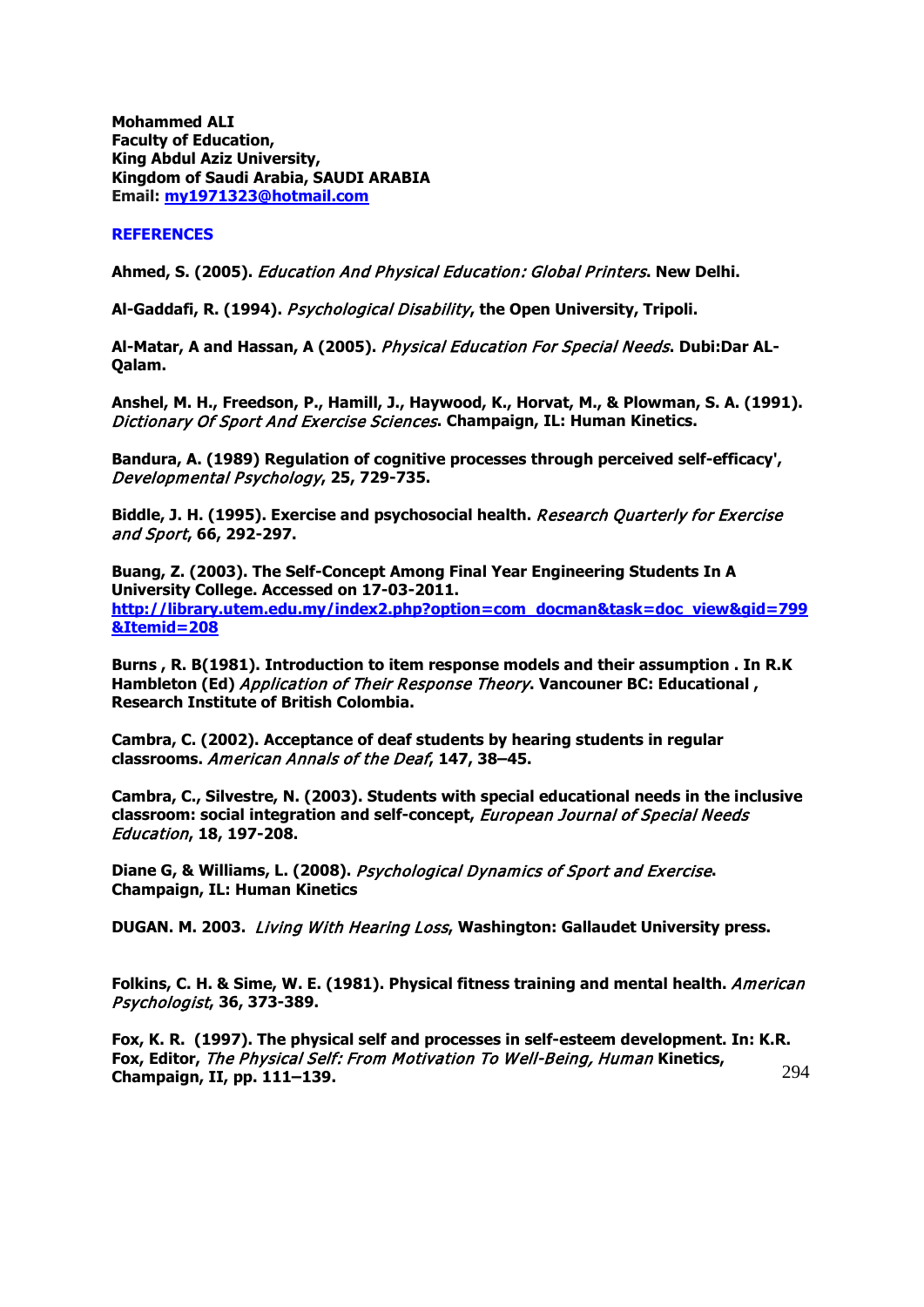**Mohammed ALI**
**Faculty of Education,**
**King Abdul Aziz University,**
**Kingdom of Saudi Arabia, SAUDI ARABIA**
**Email: [my1971323@hotmail.com](mailto:my1971323@hotmail.com)**

## REFERENCES

**Ahmed, S. (2005).** *Education And Physical Education: Global Printers*. **New Delhi.**

**Al-Gaddafi, R. (1994).** *Psychological Disability*, **the Open University, Tripoli.**

**Al-Matar, A and Hassan, A (2005).** *Physical Education For Special Needs*. **Dubi:Dar AL-Qalam.**

**Anshel, M. H., Freedson, P., Hamill, J., Haywood, K., Horvat, M., & Plowman, S. A. (1991).** *Dictionary Of Sport And Exercise Sciences*. **Champaign, IL: Human Kinetics.**

**Bandura, A. (1989) Regulation of cognitive processes through perceived self-efficacy',** *Developmental Psychology*, **25, 729-735.**

**Biddle, J. H. (1995). Exercise and psychosocial health.** *Research Quarterly for Exercise and Sport*, **66, 292-297.**

**Buang, Z. (2003). The Self-Concept Among Final Year Engineering Students In A University College. Accessed on 17-03-2011.**
**[http://library.utem.edu.my/index2.php?option=com_docman&task=doc_view&gid=799&Itemid=208](http://library.utem.edu.my/index2.php?option=com_docman&task=doc_view&gid=799&Itemid=208)**

**Burns , R. B(1981). Introduction to item response models and their assumption . In R.K Hambleton (Ed)** *Application of Their Response Theory*. **Vancouner BC: Educational , Research Institute of British Colombia.**

**Cambra, C. (2002). Acceptance of deaf students by hearing students in regular classrooms.** *American Annals of the Deaf*, **147, 38–45.**

**Cambra, C., Silvestre, N. (2003). Students with special educational needs in the inclusive classroom: social integration and self-concept,** *European Journal of Special Needs Education*, **18, 197-208.**

**Diane G, & Williams, L. (2008).** *Psychological Dynamics of Sport and Exercise*. **Champaign, IL: Human Kinetics**

**DUGAN. M. 2003.** *Living With Hearing Loss*, **Washington: Gallaudet University press.**

**Folkins, C. H. & Sime, W. E. (1981). Physical fitness training and mental health.** *American Psychologist*, **36, 373-389.**

**Fox, K. R. (1997). The physical self and processes in self-esteem development. In: K.R. Fox, Editor,** *The Physical Self: From Motivation To Well-Being, Human* **Kinetics, Champaign, II, pp. 111–139.**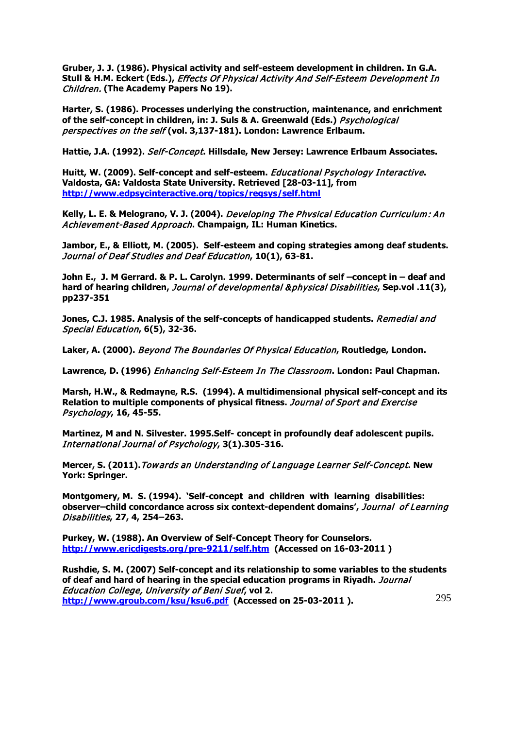**Gruber, J. J. (1986). Physical activity and self-esteem development in children. In G.A. Stull & H.M. Eckert (Eds.),** ***Effects Of Physical Activity And Self-Esteem Development In Children.*** **(The Academy Papers No 19).**

**Harter, S. (1986). Processes underlying the construction, maintenance, and enrichment of the self-concept in children, in: J. Suls & A. Greenwald (Eds.)** ***Psychological perspectives on the self*** **(vol. 3,137-181). London: Lawrence Erlbaum.**

**Hattie, J.A. (1992).** ***Self-Concept*****. Hillsdale, New Jersey: Lawrence Erlbaum Associates.**

**Huitt, W. (2009). Self-concept and self-esteem.** ***Educational Psychology Interactive*****. Valdosta, GA: Valdosta State University. Retrieved [28-03-11], from** **http://www.edpsycinteractive.org/topics/regsys/self.html**

**Kelly, L. E. & Melograno, V. J. (2004).** ***Developing The Physical Education Curriculum: An Achievement-Based Approach*****. Champaign, IL: Human Kinetics.**

**Jambor, E., & Elliott, M. (2005). Self-esteem and coping strategies among deaf students.** ***Journal of Deaf Studies and Deaf Education*****, 10(1), 63-81.**

**John E., J. M Gerrard. & P. L. Carolyn. 1999. Determinants of self –concept in – deaf and hard of hearing children,** ***Journal of developmental &physical Disabilities*****, Sep.vol .11(3), pp237-351**

**Jones, C.J. 1985. Analysis of the self-concepts of handicapped students.** ***Remedial and Special Education*****, 6(5), 32-36.**

**Laker, A. (2000).** ***Beyond The Boundaries Of Physical Education*****, Routledge, London.**

**Lawrence, D. (1996)** ***Enhancing Self-Esteem In The Classroom*****. London: Paul Chapman.**

**Marsh, H.W., & Redmayne, R.S. (1994). A multidimensional physical self-concept and its Relation to multiple components of physical fitness.** ***Journal of Sport and Exercise Psychology*****, 16, 45-55.**

**Martinez, M and N. Silvester. 1995.Self- concept in profoundly deaf adolescent pupils.** ***International Journal of Psychology*****, 3(1).305-316.**

**Mercer, S. (2011).** ***Towards an Understanding of Language Learner Self-Concept*****. New York: Springer.**

**Montgomery, M. S. (1994). 'Self-concept and children with learning disabilities: observer–child concordance across six context-dependent domains',** ***Journal of Learning Disabilities*****, 27, 4, 254–263.**

**Purkey, W. (1988). An Overview of Self-Concept Theory for Counselors.** **http://www.ericdigests.org/pre-9211/self.htm** **(Accessed on 16-03-2011 )**

**Rushdie, S. M. (2007) Self-concept and its relationship to some variables to the students of deaf and hard of hearing in the special education programs in Riyadh.** ***Journal Education College, University of Beni Suef*****, vol 2.** **http://www.groub.com/ksu/ksu6.pdf** **(Accessed on 25-03-2011 ).**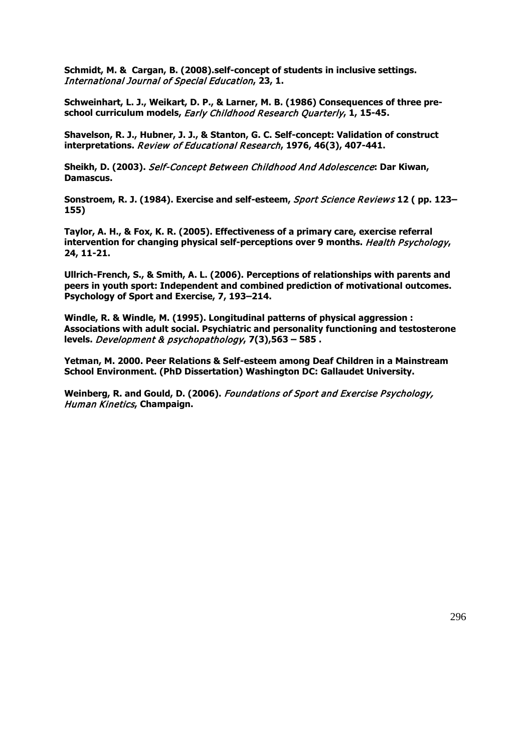**Schmidt, M. & Cargan, B. (2008).self-concept of students in inclusive settings.** ***International Journal of Special Education*****, 23, 1.**

**Schweinhart, L. J., Weikart, D. P., & Larner, M. B. (1986) Consequences of three pre-school curriculum models,** ***Early Childhood Research Quarterly*****, 1, 15-45.**

**Shavelson, R. J., Hubner, J. J., & Stanton, G. C. Self-concept: Validation of construct interpretations.** ***Review of Educational Research*****, 1976, 46(3), 407-441.**

**Sheikh, D. (2003).** ***Self-Concept Between Childhood And Adolescence*****: Dar Kiwan, Damascus.**

**Sonstroem, R. J. (1984). Exercise and self-esteem,** ***Sport Science Reviews*** **12 ( pp. 123–155)**

**Taylor, A. H., & Fox, K. R. (2005). Effectiveness of a primary care, exercise referral intervention for changing physical self-perceptions over 9 months.** ***Health Psychology*****, 24, 11-21.**

**Ullrich-French, S., & Smith, A. L. (2006). Perceptions of relationships with parents and peers in youth sport: Independent and combined prediction of motivational outcomes. Psychology of Sport and Exercise, 7, 193–214.**

**Windle, R. & Windle, M. (1995). Longitudinal patterns of physical aggression : Associations with adult social. Psychiatric and personality functioning and testosterone levels.** ***Development & psychopathology*****, 7(3),563 – 585 .**

**Yetman, M. 2000. Peer Relations & Self-esteem among Deaf Children in a Mainstream School Environment. (PhD Dissertation) Washington DC: Gallaudet University.**

**Weinberg, R. and Gould, D. (2006).** ***Foundations of Sport and Exercise Psychology, Human Kinetics*****, Champaign.**